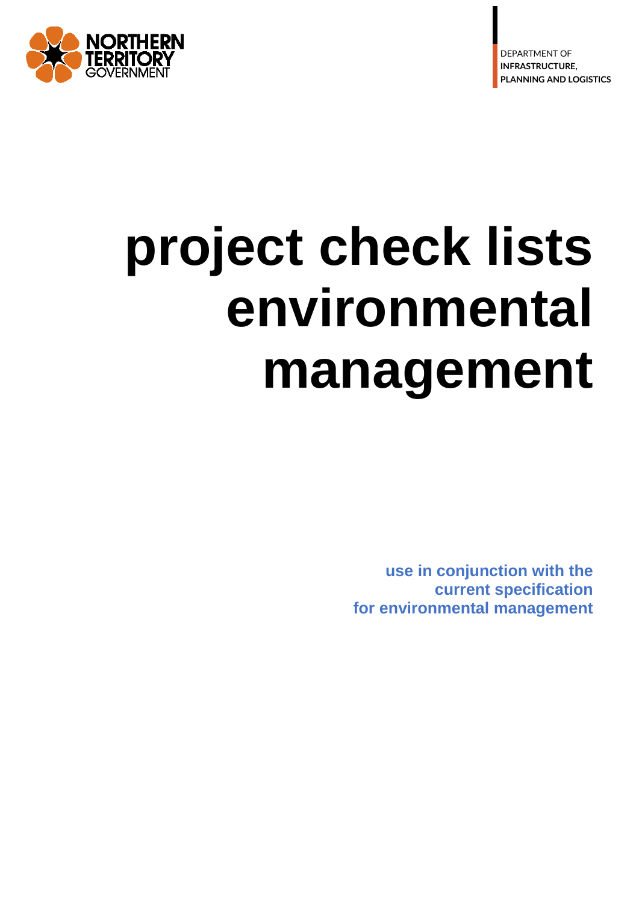NORTHERN TERRITORY GOVERNMENT

DEPARTMENT OF
**INFRASTRUCTURE,**
**PLANNING AND LOGISTICS**

# project check lists environmental management

**use in conjunction with the current specification for environmental management**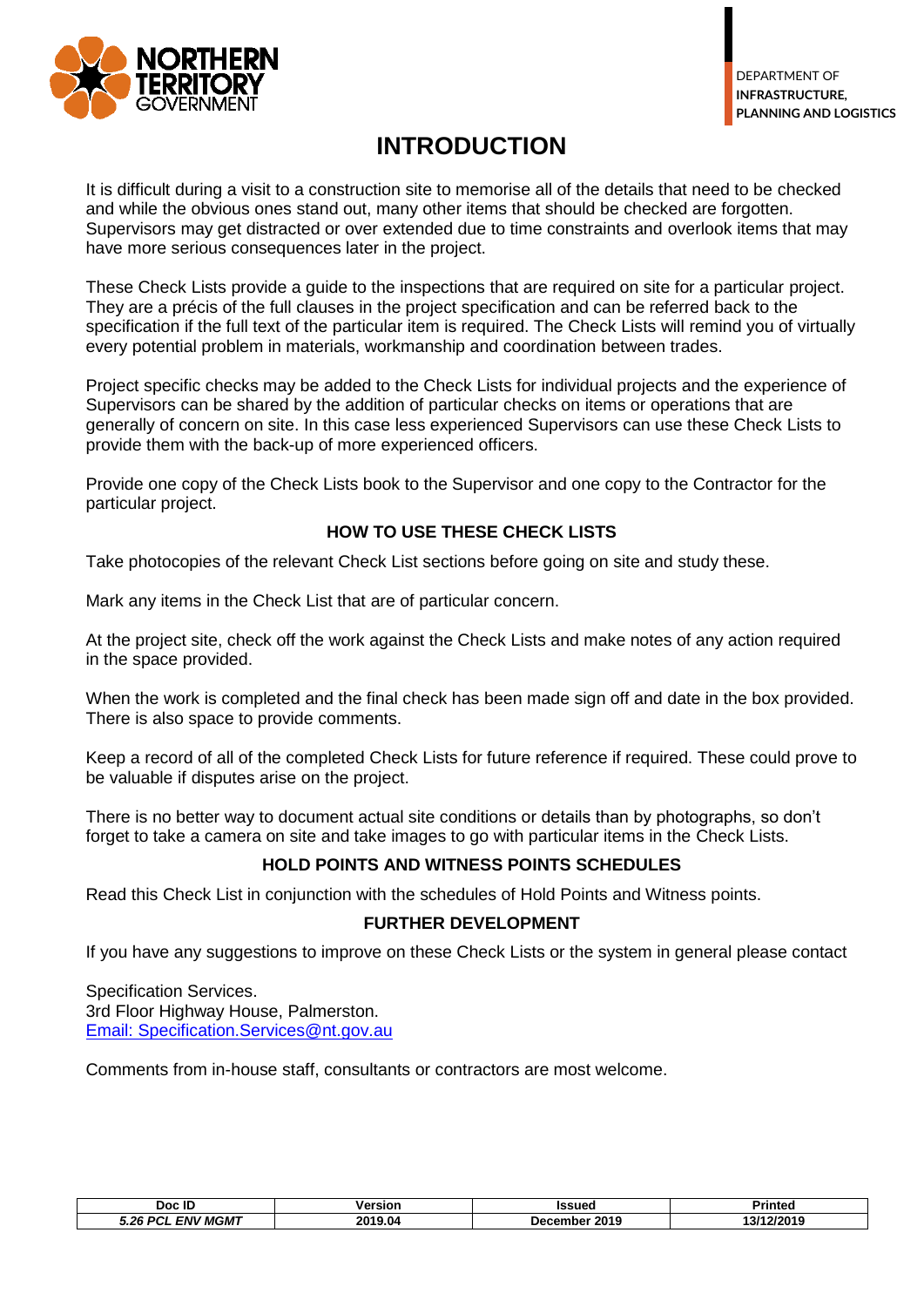NORTHERN TERRITORY GOVERNMENT

DEPARTMENT OF
**INFRASTRUCTURE, PLANNING AND LOGISTICS**

# INTRODUCTION

It is difficult during a visit to a construction site to memorise all of the details that need to be checked and while the obvious ones stand out, many other items that should be checked are forgotten. Supervisors may get distracted or over extended due to time constraints and overlook items that may have more serious consequences later in the project.

These Check Lists provide a guide to the inspections that are required on site for a particular project. They are a précis of the full clauses in the project specification and can be referred back to the specification if the full text of the particular item is required. The Check Lists will remind you of virtually every potential problem in materials, workmanship and coordination between trades.

Project specific checks may be added to the Check Lists for individual projects and the experience of Supervisors can be shared by the addition of particular checks on items or operations that are generally of concern on site. In this case less experienced Supervisors can use these Check Lists to provide them with the back-up of more experienced officers.

Provide one copy of the Check Lists book to the Supervisor and one copy to the Contractor for the particular project.

## HOW TO USE THESE CHECK LISTS

Take photocopies of the relevant Check List sections before going on site and study these.

Mark any items in the Check List that are of particular concern.

At the project site, check off the work against the Check Lists and make notes of any action required in the space provided.

When the work is completed and the final check has been made sign off and date in the box provided. There is also space to provide comments.

Keep a record of all of the completed Check Lists for future reference if required. These could prove to be valuable if disputes arise on the project.

There is no better way to document actual site conditions or details than by photographs, so don't forget to take a camera on site and take images to go with particular items in the Check Lists.

## HOLD POINTS AND WITNESS POINTS SCHEDULES

Read this Check List in conjunction with the schedules of Hold Points and Witness points.

## FURTHER DEVELOPMENT

If you have any suggestions to improve on these Check Lists or the system in general please contact

Specification Services.
3rd Floor Highway House, Palmerston.
Email: Specification.Services@nt.gov.au

Comments from in-house staff, consultants or contractors are most welcome.

| Doc ID | Version | Issued | Printed |
|---|---|---|---|
| *5.26 PCL ENV MGMT* | 2019.04 | December 2019 | 13/12/2019 |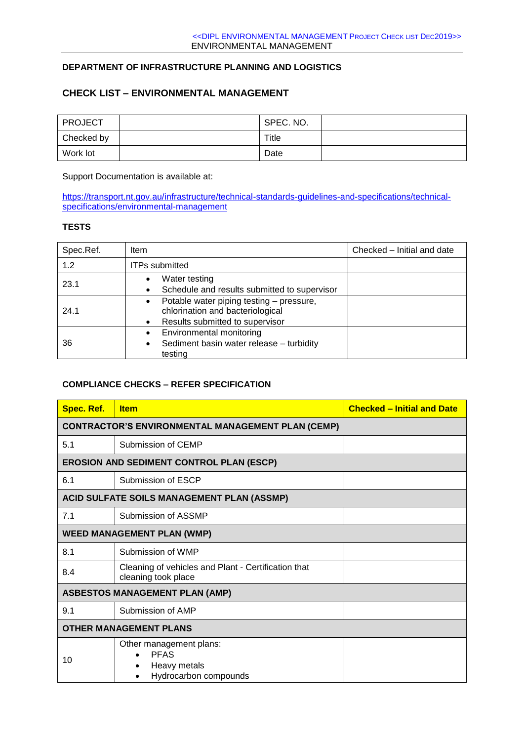## DEPARTMENT OF INFRASTRUCTURE PLANNING AND LOGISTICS

## CHECK LIST – ENVIRONMENTAL MANAGEMENT

| PROJECT | | SPEC. NO. | |
|---|---|---|---|
| Checked by | | Title | |
| Work lot | | Date | |

Support Documentation is available at:

https://transport.nt.gov.au/infrastructure/technical-standards-guidelines-and-specifications/technical-specifications/environmental-management

### TESTS

| Spec.Ref. | Item | Checked – Initial and date |
|---|---|---|
| 1.2 | ITPs submitted | |
| 23.1 | • Water testing<br>• Schedule and results submitted to supervisor | |
| 24.1 | • Potable water piping testing – pressure, chlorination and bacteriological<br>• Results submitted to supervisor | |
| 36 | • Environmental monitoring<br>• Sediment basin water release – turbidity testing | |

### COMPLIANCE CHECKS – REFER SPECIFICATION

| Spec. Ref. | Item | Checked – Initial and Date |
|---|---|---|
| **CONTRACTOR'S ENVIRONMENTAL MANAGEMENT PLAN (CEMP)** | | |
| 5.1 | Submission of CEMP | |
| **EROSION AND SEDIMENT CONTROL PLAN (ESCP)** | | |
| 6.1 | Submission of ESCP | |
| **ACID SULFATE SOILS MANAGEMENT PLAN (ASSMP)** | | |
| 7.1 | Submission of ASSMP | |
| **WEED MANAGEMENT PLAN (WMP)** | | |
| 8.1 | Submission of WMP | |
| 8.4 | Cleaning of vehicles and Plant - Certification that cleaning took place | |
| **ASBESTOS MANAGEMENT PLAN (AMP)** | | |
| 9.1 | Submission of AMP | |
| **OTHER MANAGEMENT PLANS** | | |
| 10 | Other management plans:<br>• PFAS<br>• Heavy metals<br>• Hydrocarbon compounds | |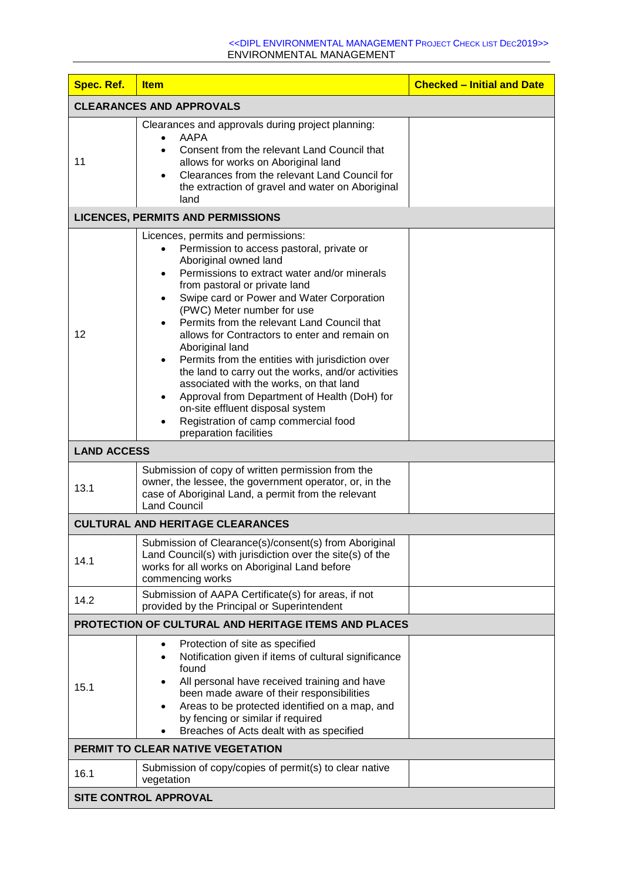| Spec. Ref. | Item | Checked – Initial and Date |
|---|---|---|
| **CLEARANCES AND APPROVALS** | | |
| 11 | Clearances and approvals during project planning:<br>• AAPA<br>• Consent from the relevant Land Council that allows for works on Aboriginal land<br>• Clearances from the relevant Land Council for the extraction of gravel and water on Aboriginal land | |
| **LICENCES, PERMITS AND PERMISSIONS** | | |
| 12 | Licences, permits and permissions:<br>• Permission to access pastoral, private or Aboriginal owned land<br>• Permissions to extract water and/or minerals from pastoral or private land<br>• Swipe card or Power and Water Corporation (PWC) Meter number for use<br>• Permits from the relevant Land Council that allows for Contractors to enter and remain on Aboriginal land<br>• Permits from the entities with jurisdiction over the land to carry out the works, and/or activities associated with the works, on that land<br>• Approval from Department of Health (DoH) for on-site effluent disposal system<br>• Registration of camp commercial food preparation facilities | |
| **LAND ACCESS** | | |
| 13.1 | Submission of copy of written permission from the owner, the lessee, the government operator, or, in the case of Aboriginal Land, a permit from the relevant Land Council | |
| **CULTURAL AND HERITAGE CLEARANCES** | | |
| 14.1 | Submission of Clearance(s)/consent(s) from Aboriginal Land Council(s) with jurisdiction over the site(s) of the works for all works on Aboriginal Land before commencing works | |
| 14.2 | Submission of AAPA Certificate(s) for areas, if not provided by the Principal or Superintendent | |
| **PROTECTION OF CULTURAL AND HERITAGE ITEMS AND PLACES** | | |
| 15.1 | • Protection of site as specified<br>• Notification given if items of cultural significance found<br>• All personal have received training and have been made aware of their responsibilities<br>• Areas to be protected identified on a map, and by fencing or similar if required<br>• Breaches of Acts dealt with as specified | |
| **PERMIT TO CLEAR NATIVE VEGETATION** | | |
| 16.1 | Submission of copy/copies of permit(s) to clear native vegetation | |
| **SITE CONTROL APPROVAL** | | |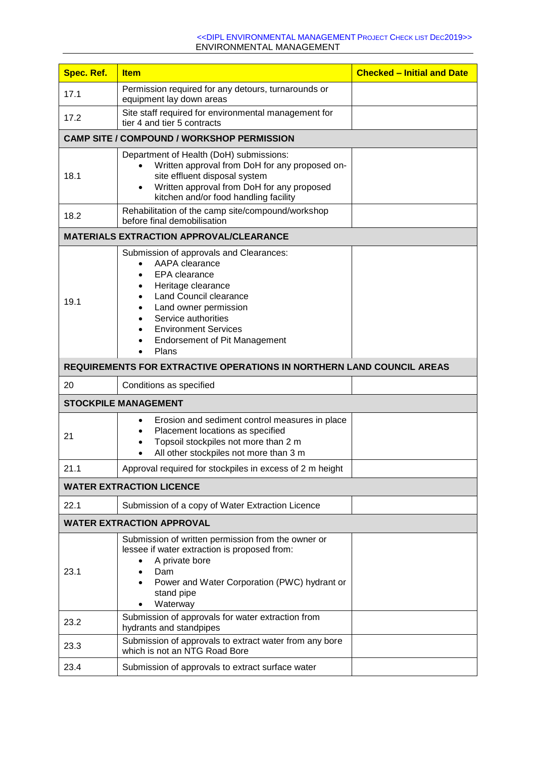| Spec. Ref. | Item | Checked – Initial and Date |
|---|---|---|
| 17.1 | Permission required for any detours, turnarounds or equipment lay down areas | |
| 17.2 | Site staff required for environmental management for tier 4 and tier 5 contracts | |
| **CAMP SITE / COMPOUND / WORKSHOP PERMISSION** | | |
| 18.1 | Department of Health (DoH) submissions:<br>• Written approval from DoH for any proposed on-site effluent disposal system<br>• Written approval from DoH for any proposed kitchen and/or food handling facility | |
| 18.2 | Rehabilitation of the camp site/compound/workshop before final demobilisation | |
| **MATERIALS EXTRACTION APPROVAL/CLEARANCE** | | |
| 19.1 | Submission of approvals and Clearances:<br>• AAPA clearance<br>• EPA clearance<br>• Heritage clearance<br>• Land Council clearance<br>• Land owner permission<br>• Service authorities<br>• Environment Services<br>• Endorsement of Pit Management<br>• Plans | |
| **REQUIREMENTS FOR EXTRACTIVE OPERATIONS IN NORTHERN LAND COUNCIL AREAS** | | |
| 20 | Conditions as specified | |
| **STOCKPILE MANAGEMENT** | | |
| 21 | • Erosion and sediment control measures in place<br>• Placement locations as specified<br>• Topsoil stockpiles not more than 2 m<br>• All other stockpiles not more than 3 m | |
| 21.1 | Approval required for stockpiles in excess of 2 m height | |
| **WATER EXTRACTION LICENCE** | | |
| 22.1 | Submission of a copy of Water Extraction Licence | |
| **WATER EXTRACTION APPROVAL** | | |
| 23.1 | Submission of written permission from the owner or lessee if water extraction is proposed from:<br>• A private bore<br>• Dam<br>• Power and Water Corporation (PWC) hydrant or stand pipe<br>• Waterway | |
| 23.2 | Submission of approvals for water extraction from hydrants and standpipes | |
| 23.3 | Submission of approvals to extract water from any bore which is not an NTG Road Bore | |
| 23.4 | Submission of approvals to extract surface water | |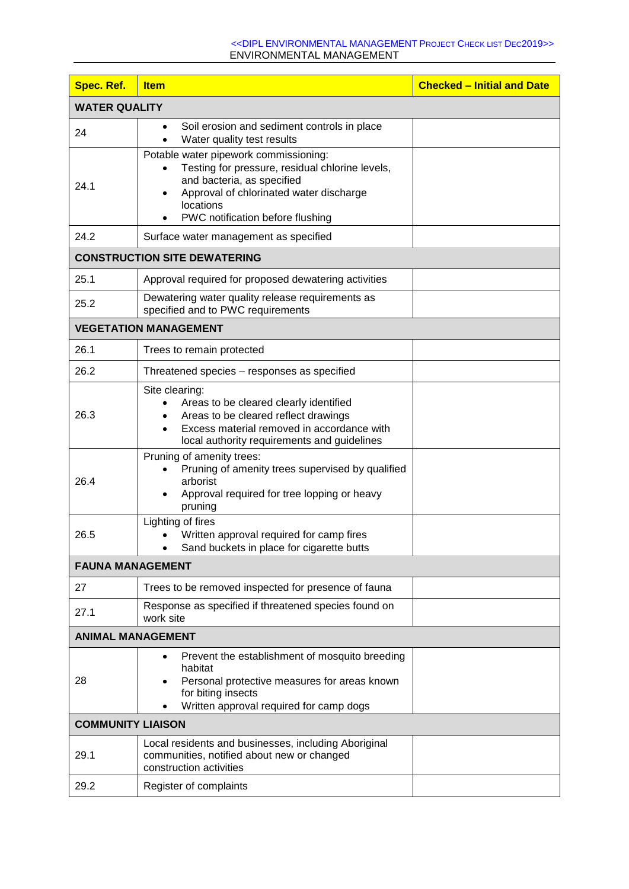| Spec. Ref. | Item | Checked – Initial and Date |
| --- | --- | --- |
| **WATER QUALITY** | | |
| 24 | • Soil erosion and sediment controls in place<br>• Water quality test results | |
| 24.1 | Potable water pipework commissioning:<br>• Testing for pressure, residual chlorine levels, and bacteria, as specified<br>• Approval of chlorinated water discharge locations<br>• PWC notification before flushing | |
| 24.2 | Surface water management as specified | |
| **CONSTRUCTION SITE DEWATERING** | | |
| 25.1 | Approval required for proposed dewatering activities | |
| 25.2 | Dewatering water quality release requirements as specified and to PWC requirements | |
| **VEGETATION MANAGEMENT** | | |
| 26.1 | Trees to remain protected | |
| 26.2 | Threatened species – responses as specified | |
| 26.3 | Site clearing:<br>• Areas to be cleared clearly identified<br>• Areas to be cleared reflect drawings<br>• Excess material removed in accordance with local authority requirements and guidelines | |
| 26.4 | Pruning of amenity trees:<br>• Pruning of amenity trees supervised by qualified arborist<br>• Approval required for tree lopping or heavy pruning | |
| 26.5 | Lighting of fires<br>• Written approval required for camp fires<br>• Sand buckets in place for cigarette butts | |
| **FAUNA MANAGEMENT** | | |
| 27 | Trees to be removed inspected for presence of fauna | |
| 27.1 | Response as specified if threatened species found on work site | |
| **ANIMAL MANAGEMENT** | | |
| 28 | • Prevent the establishment of mosquito breeding habitat<br>• Personal protective measures for areas known for biting insects<br>• Written approval required for camp dogs | |
| **COMMUNITY LIAISON** | | |
| 29.1 | Local residents and businesses, including Aboriginal communities, notified about new or changed construction activities | |
| 29.2 | Register of complaints | |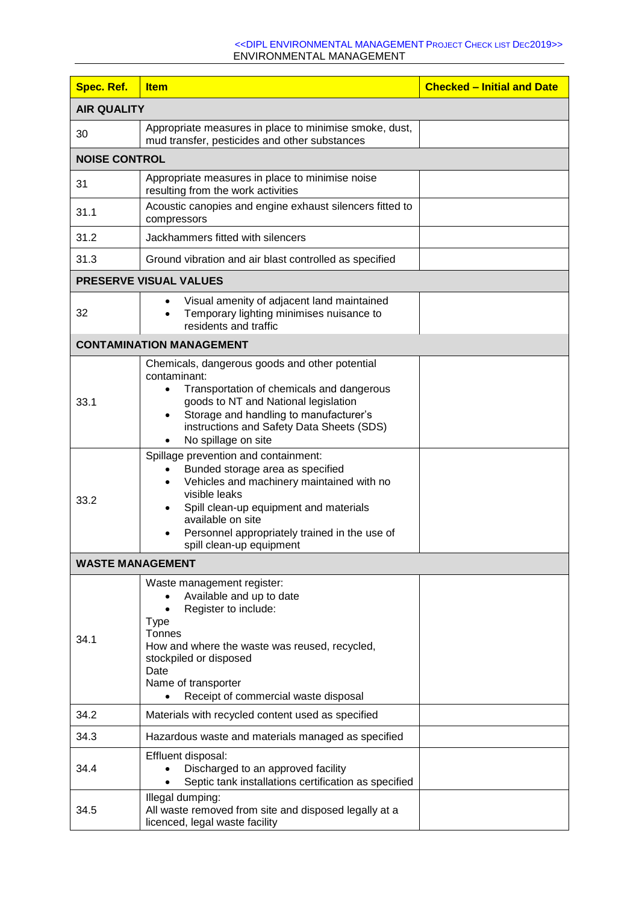| Spec. Ref. | Item | Checked – Initial and Date |
|---|---|---|
| **AIR QUALITY** | | |
| 30 | Appropriate measures in place to minimise smoke, dust, mud transfer, pesticides and other substances | |
| **NOISE CONTROL** | | |
| 31 | Appropriate measures in place to minimise noise resulting from the work activities | |
| 31.1 | Acoustic canopies and engine exhaust silencers fitted to compressors | |
| 31.2 | Jackhammers fitted with silencers | |
| 31.3 | Ground vibration and air blast controlled as specified | |
| **PRESERVE VISUAL VALUES** | | |
| 32 | • Visual amenity of adjacent land maintained<br>• Temporary lighting minimises nuisance to residents and traffic | |
| **CONTAMINATION MANAGEMENT** | | |
| 33.1 | Chemicals, dangerous goods and other potential contaminant:<br>• Transportation of chemicals and dangerous goods to NT and National legislation<br>• Storage and handling to manufacturer's instructions and Safety Data Sheets (SDS)<br>• No spillage on site | |
| 33.2 | Spillage prevention and containment:<br>• Bunded storage area as specified<br>• Vehicles and machinery maintained with no visible leaks<br>• Spill clean-up equipment and materials available on site<br>• Personnel appropriately trained in the use of spill clean-up equipment | |
| **WASTE MANAGEMENT** | | |
| 34.1 | Waste management register:<br>• Available and up to date<br>• Register to include:<br>Type<br>Tonnes<br>How and where the waste was reused, recycled, stockpiled or disposed<br>Date<br>Name of transporter<br>• Receipt of commercial waste disposal | |
| 34.2 | Materials with recycled content used as specified | |
| 34.3 | Hazardous waste and materials managed as specified | |
| 34.4 | Effluent disposal:<br>• Discharged to an approved facility<br>• Septic tank installations certification as specified | |
| 34.5 | Illegal dumping:<br>All waste removed from site and disposed legally at a licenced, legal waste facility | |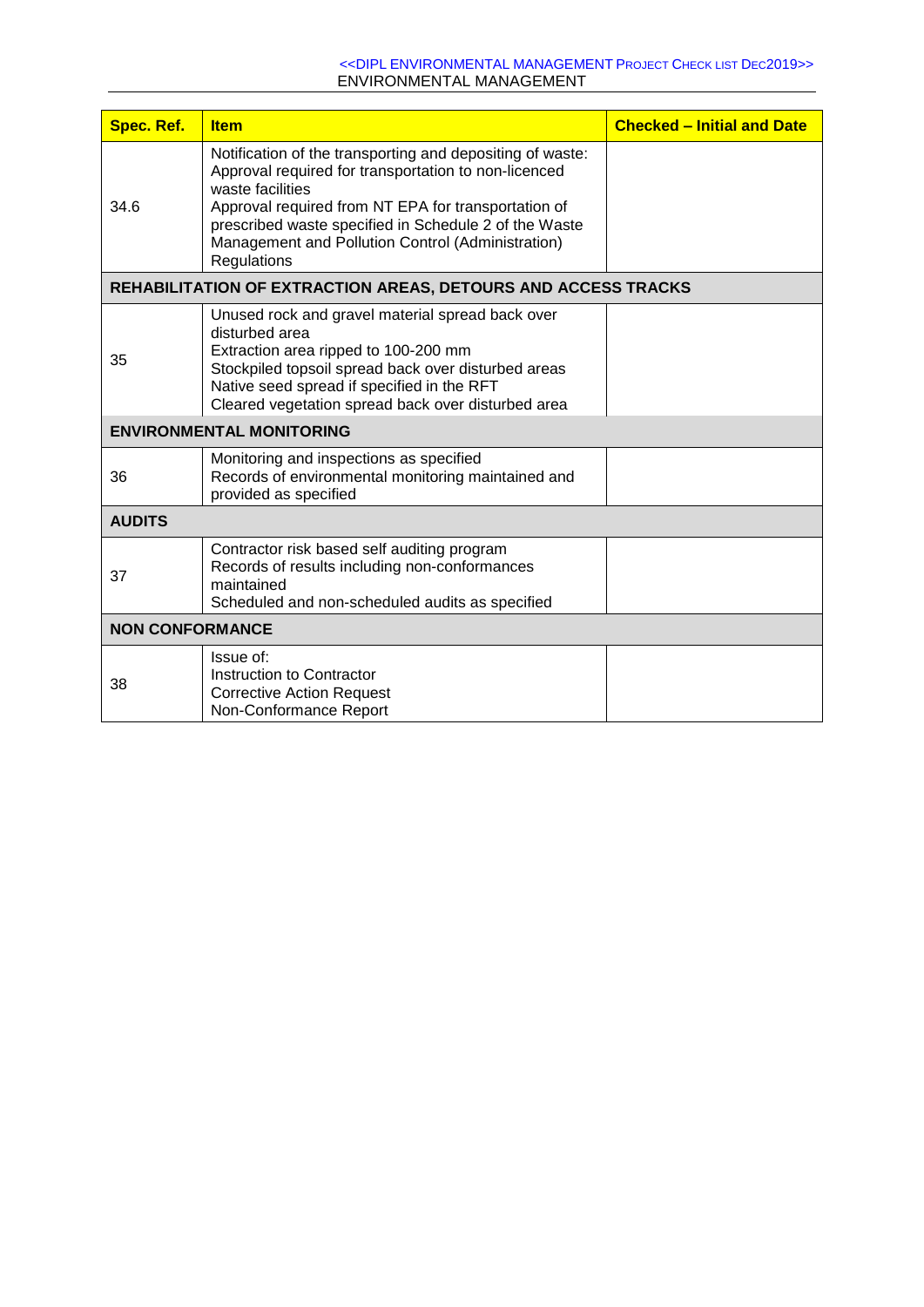| Spec. Ref. | Item | Checked – Initial and Date |
|---|---|---|
| 34.6 | Notification of the transporting and depositing of waste:<br>Approval required for transportation to non-licenced waste facilities<br>Approval required from NT EPA for transportation of prescribed waste specified in Schedule 2 of the Waste Management and Pollution Control (Administration) Regulations | |
| **REHABILITATION OF EXTRACTION AREAS, DETOURS AND ACCESS TRACKS** | | |
| 35 | Unused rock and gravel material spread back over disturbed area<br>Extraction area ripped to 100-200 mm<br>Stockpiled topsoil spread back over disturbed areas<br>Native seed spread if specified in the RFT<br>Cleared vegetation spread back over disturbed area | |
| **ENVIRONMENTAL MONITORING** | | |
| 36 | Monitoring and inspections as specified<br>Records of environmental monitoring maintained and provided as specified | |
| **AUDITS** | | |
| 37 | Contractor risk based self auditing program<br>Records of results including non-conformances maintained<br>Scheduled and non-scheduled audits as specified | |
| **NON CONFORMANCE** | | |
| 38 | Issue of:<br>Instruction to Contractor<br>Corrective Action Request<br>Non-Conformance Report | |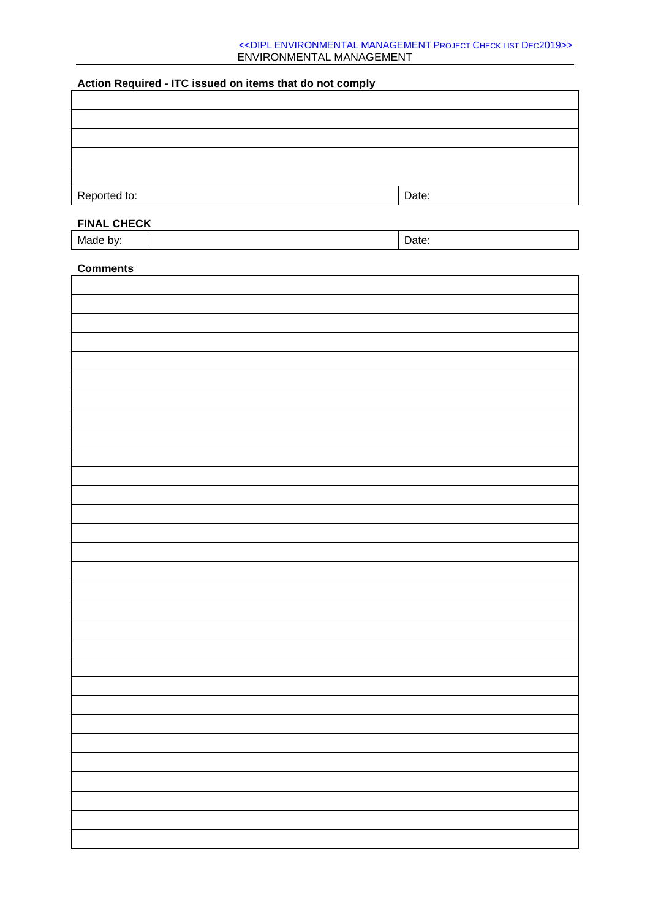**Action Required - ITC issued on items that do not comply**

| | |
|---|---|
| | |
| | |
| | |
| | |
| | |
| Reported to: | Date: |

**FINAL CHECK**

| | | |
|---|---|---|
| Made by: | | Date: |

**Comments**

| |
|---|
| |
| |
| |
| |
| |
| |
| |
| |
| |
| |
| |
| |
| |
| |
| |
| |
| |
| |
| |
| |
| |
| |
| |
| |
| |
| |
| |
| |
| |